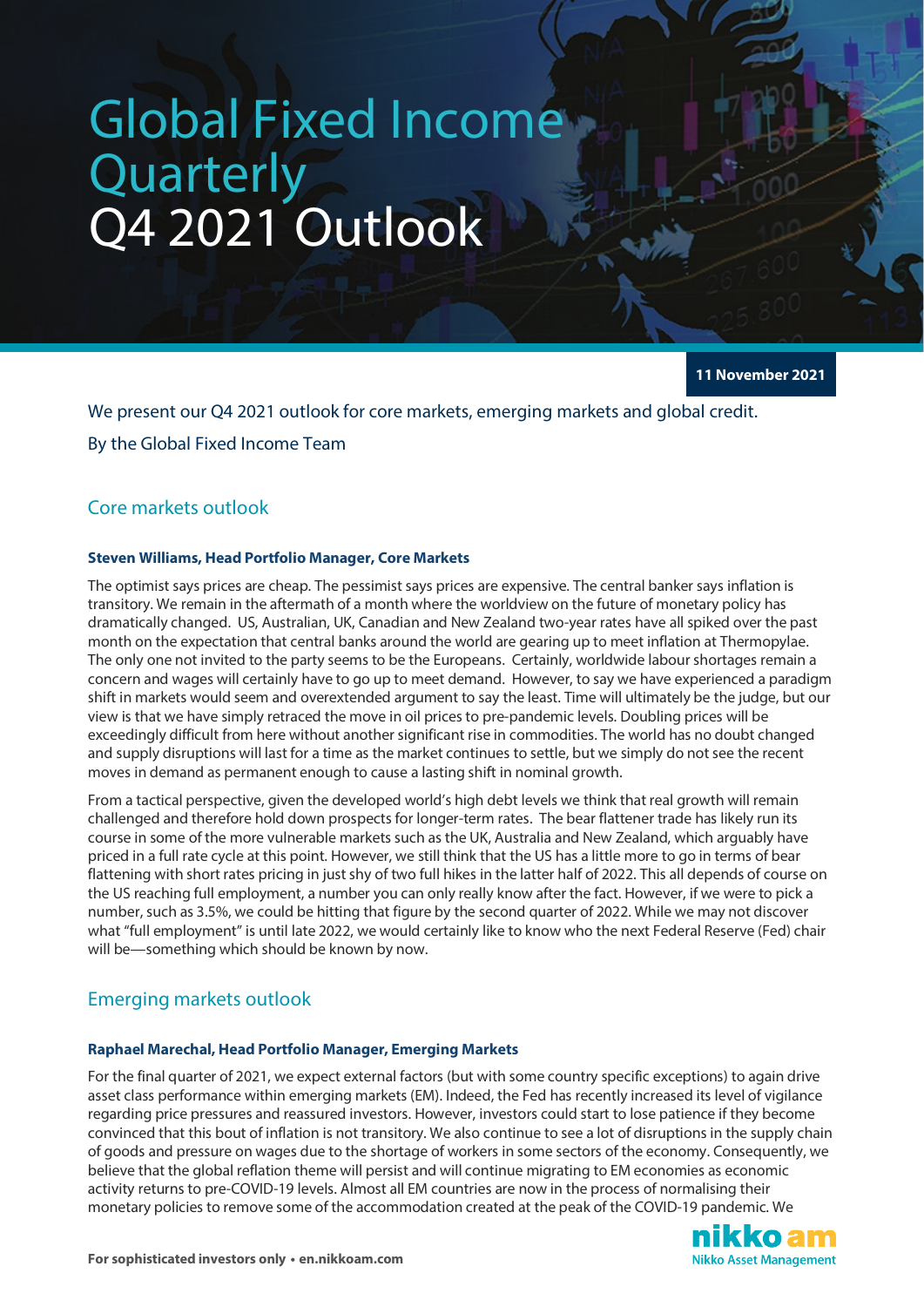# Global Fixed Income Quarterly Q4 2021 Outlook

**11 November 2021**

We present our Q4 2021 outlook for core markets, emerging markets and global credit.

By the Global Fixed Income Team

## Core markets outlook

**Steven Williams, Head Portfolio Manager, Core Markets**

The optimist says prices are cheap. The pessimist says prices are expensive. The central banker says inflation is transitory. We remain in the aftermath of a month where the worldview on the future of monetary policy has dramatically changed. US, Australian, UK, Canadian and New Zealand two-year rates have all spiked over the past month on the expectation that central banks around the world are gearing up to meet inflation at Thermopylae. The only one not invited to the party seems to be the Europeans. Certainly, worldwide labour shortages remain a concern and wages will certainly have to go up to meet demand. However, to say we have experienced a paradigm shift in markets would seem and overextended argument to say the least. Time will ultimately be the judge, but our view is that we have simply retraced the move in oil prices to pre-pandemic levels. Doubling prices will be exceedingly difficult from here without another significant rise in commodities. The world has no doubt changed and supply disruptions will last for a time as the market continues to settle, but we simply do not see the recent moves in demand as permanent enough to cause a lasting shift in nominal growth.

From a tactical perspective, given the developed world's high debt levels we think that real growth will remain challenged and therefore hold down prospects for longer-term rates. The bear flattener trade has likely run its course in some of the more vulnerable markets such as the UK, Australia and New Zealand, which arguably have priced in a full rate cycle at this point. However, we still think that the US has a little more to go in terms of bear flattening with short rates pricing in just shy of two full hikes in the latter half of 2022. This all depends of course on the US reaching full employment, a number you can only really know after the fact. However, if we were to pick a number, such as 3.5%, we could be hitting that figure by the second quarter of 2022. While we may not discover what "full employment" is until late 2022, we would certainly like to know who the next Federal Reserve (Fed) chair will be—something which should be known by now.

## Emerging markets outlook

**Raphael Marechal, Head Portfolio Manager, Emerging Markets**

For the final quarter of 2021, we expect external factors (but with some country specific exceptions) to again drive asset class performance within emerging markets (EM). Indeed, the Fed has recently increased its level of vigilance regarding price pressures and reassured investors. However, investors could start to lose patience if they become convinced that this bout of inflation is not transitory. We also continue to see a lot of disruptions in the supply chain of goods and pressure on wages due to the shortage of workers in some sectors of the economy. Consequently, we believe that the global reflation theme will persist and will continue migrating to EM economies as economic activity returns to pre-COVID-19 levels. Almost all EM countries are now in the process of normalising their monetary policies to remove some of the accommodation created at the peak of the COVID-19 pandemic. We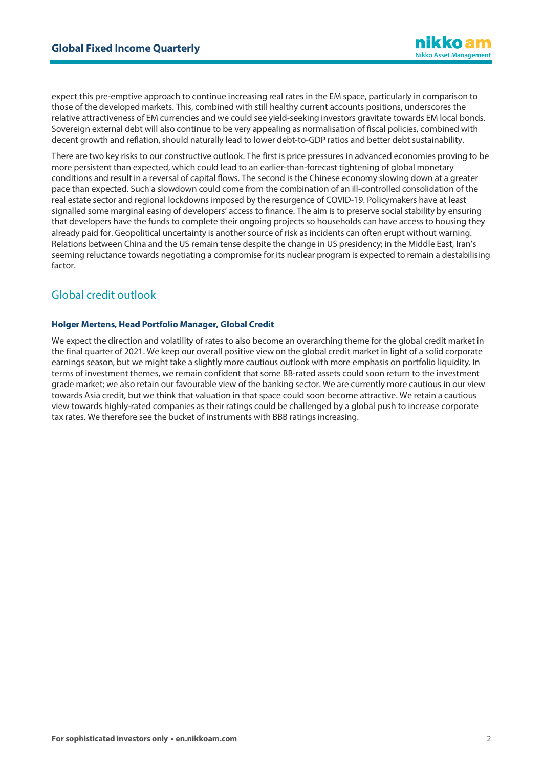expect this pre-emptive approach to continue increasing real rates in the EM space, particularly in comparison to those of the developed markets. This, combined with still healthy current accounts positions, underscores the relative attractiveness of EM currencies and we could see yield-seeking investors gravitate towards EM local bonds. Sovereign external debt will also continue to be very appealing as normalisation of fiscal policies, combined with decent growth and reflation, should naturally lead to lower debt-to-GDP ratios and better debt sustainability.

There are two key risks to our constructive outlook. The first is price pressures in advanced economies proving to be more persistent than expected, which could lead to an earlier-than-forecast tightening of global monetary conditions and result in a reversal of capital flows. The second is the Chinese economy slowing down at a greater pace than expected. Such a slowdown could come from the combination of an ill-controlled consolidation of the real estate sector and regional lockdowns imposed by the resurgence of COVID-19. Policymakers have at least signalled some marginal easing of developers' access to finance. The aim is to preserve social stability by ensuring that developers have the funds to complete their ongoing projects so households can have access to housing they already paid for. Geopolitical uncertainty is another source of risk as incidents can often erupt without warning. Relations between China and the US remain tense despite the change in US presidency; in the Middle East, Iran's seeming reluctance towards negotiating a compromise for its nuclear program is expected to remain a destabilising factor.

## Global credit outlook

**Holger Mertens, Head Portfolio Manager, Global Credit**

We expect the direction and volatility of rates to also become an overarching theme for the global credit market in the final quarter of 2021. We keep our overall positive view on the global credit market in light of a solid corporate earnings season, but we might take a slightly more cautious outlook with more emphasis on portfolio liquidity. In terms of investment themes, we remain confident that some BB-rated assets could soon return to the investment grade market; we also retain our favourable view of the banking sector. We are currently more cautious in our view towards Asia credit, but we think that valuation in that space could soon become attractive. We retain a cautious view towards highly-rated companies as their ratings could be challenged by a global push to increase corporate tax rates. We therefore see the bucket of instruments with BBB ratings increasing.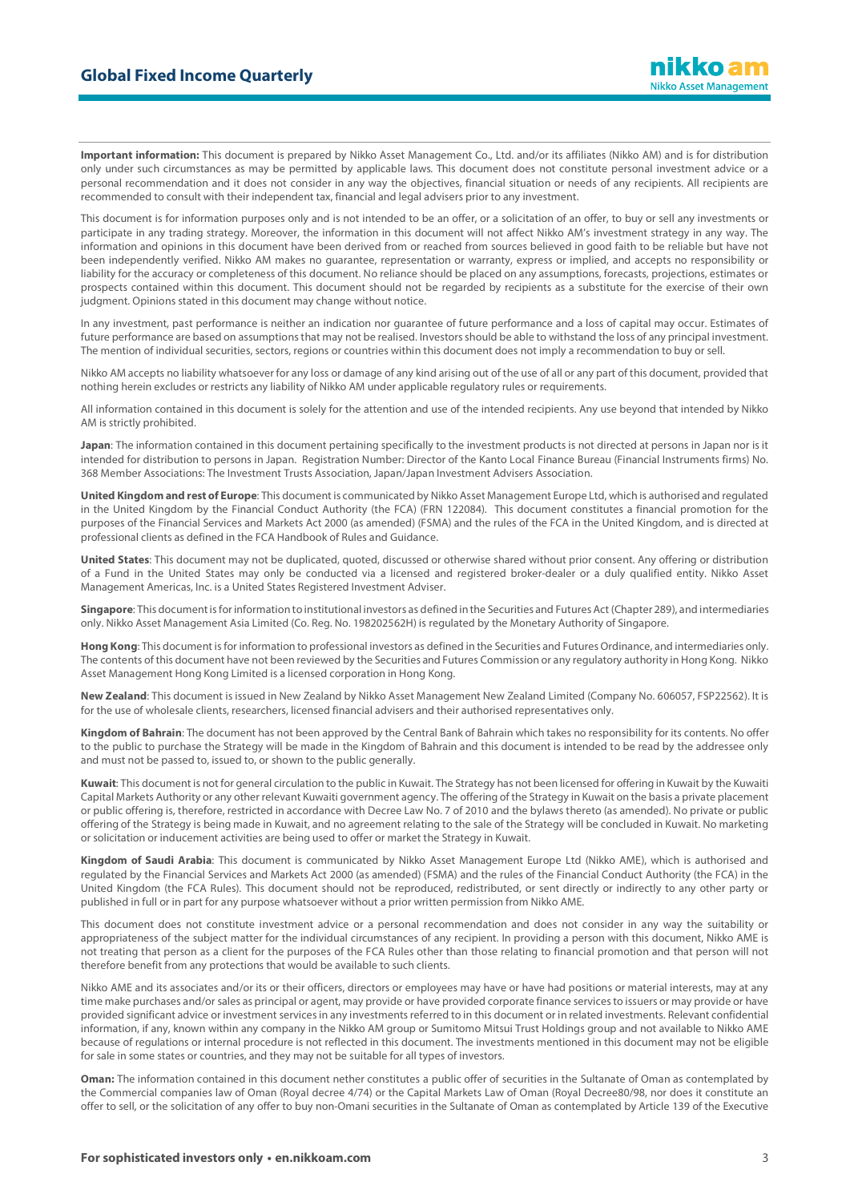**Important information:** This document is prepared by Nikko Asset Management Co., Ltd. and/or its affiliates (Nikko AM) and is for distribution only under such circumstances as may be permitted by applicable laws. This document does not constitute personal investment advice or a personal recommendation and it does not consider in any way the objectives, financial situation or needs of any recipients. All recipients are recommended to consult with their independent tax, financial and legal advisers prior to any investment.

This document is for information purposes only and is not intended to be an offer, or a solicitation of an offer, to buy or sell any investments or participate in any trading strategy. Moreover, the information in this document will not affect Nikko AM's investment strategy in any way. The information and opinions in this document have been derived from or reached from sources believed in good faith to be reliable but have not been independently verified. Nikko AM makes no guarantee, representation or warranty, express or implied, and accepts no responsibility or liability for the accuracy or completeness of this document. No reliance should be placed on any assumptions, forecasts, projections, estimates or prospects contained within this document. This document should not be regarded by recipients as a substitute for the exercise of their own judgment. Opinions stated in this document may change without notice.

In any investment, past performance is neither an indication nor guarantee of future performance and a loss of capital may occur. Estimates of future performance are based on assumptions that may not be realised. Investors should be able to withstand the loss of any principal investment. The mention of individual securities, sectors, regions or countries within this document does not imply a recommendation to buy or sell.

Nikko AM accepts no liability whatsoever for any loss or damage of any kind arising out of the use of all or any part of this document, provided that nothing herein excludes or restricts any liability of Nikko AM under applicable regulatory rules or requirements.

All information contained in this document is solely for the attention and use of the intended recipients. Any use beyond that intended by Nikko AM is strictly prohibited.

**Japan**: The information contained in this document pertaining specifically to the investment products is not directed at persons in Japan nor is it intended for distribution to persons in Japan. Registration Number: Director of the Kanto Local Finance Bureau (Financial Instruments firms) No. 368 Member Associations: The Investment Trusts Association, Japan/Japan Investment Advisers Association.

**United Kingdom and rest of Europe**: This document is communicated by Nikko Asset Management Europe Ltd, which is authorised and regulated in the United Kingdom by the Financial Conduct Authority (the FCA) (FRN 122084). This document constitutes a financial promotion for the purposes of the Financial Services and Markets Act 2000 (as amended) (FSMA) and the rules of the FCA in the United Kingdom, and is directed at professional clients as defined in the FCA Handbook of Rules and Guidance.

**United States**: This document may not be duplicated, quoted, discussed or otherwise shared without prior consent. Any offering or distribution of a Fund in the United States may only be conducted via a licensed and registered broker-dealer or a duly qualified entity. Nikko Asset Management Americas, Inc. is a United States Registered Investment Adviser.

**Singapore**: This document is for information to institutional investors as defined in the Securities and Futures Act (Chapter 289), and intermediaries only. Nikko Asset Management Asia Limited (Co. Reg. No. 198202562H) is regulated by the Monetary Authority of Singapore.

**Hong Kong**: This document is for information to professional investors as defined in the Securities and Futures Ordinance, and intermediaries only. The contents of this document have not been reviewed by the Securities and Futures Commission or any regulatory authority in Hong Kong. Nikko Asset Management Hong Kong Limited is a licensed corporation in Hong Kong.

**New Zealand**: This document is issued in New Zealand by Nikko Asset Management New Zealand Limited (Company No. 606057, FSP22562). It is for the use of wholesale clients, researchers, licensed financial advisers and their authorised representatives only.

**Kingdom of Bahrain**: The document has not been approved by the Central Bank of Bahrain which takes no responsibility for its contents. No offer to the public to purchase the Strategy will be made in the Kingdom of Bahrain and this document is intended to be read by the addressee only and must not be passed to, issued to, or shown to the public generally.

**Kuwait**: This document is not for general circulation to the public in Kuwait. The Strategy has not been licensed for offering in Kuwait by the Kuwaiti Capital Markets Authority or any other relevant Kuwaiti government agency. The offering of the Strategy in Kuwait on the basis a private placement or public offering is, therefore, restricted in accordance with Decree Law No. 7 of 2010 and the bylaws thereto (as amended). No private or public offering of the Strategy is being made in Kuwait, and no agreement relating to the sale of the Strategy will be concluded in Kuwait. No marketing or solicitation or inducement activities are being used to offer or market the Strategy in Kuwait.

**Kingdom of Saudi Arabia**: This document is communicated by Nikko Asset Management Europe Ltd (Nikko AME), which is authorised and regulated by the Financial Services and Markets Act 2000 (as amended) (FSMA) and the rules of the Financial Conduct Authority (the FCA) in the United Kingdom (the FCA Rules). This document should not be reproduced, redistributed, or sent directly or indirectly to any other party or published in full or in part for any purpose whatsoever without a prior written permission from Nikko AME.

This document does not constitute investment advice or a personal recommendation and does not consider in any way the suitability or appropriateness of the subject matter for the individual circumstances of any recipient. In providing a person with this document, Nikko AME is not treating that person as a client for the purposes of the FCA Rules other than those relating to financial promotion and that person will not therefore benefit from any protections that would be available to such clients.

Nikko AME and its associates and/or its or their officers, directors or employees may have or have had positions or material interests, may at any time make purchases and/or sales as principal or agent, may provide or have provided corporate finance services to issuers or may provide or have provided significant advice or investment services in any investments referred to in this document or in related investments. Relevant confidential information, if any, known within any company in the Nikko AM group or Sumitomo Mitsui Trust Holdings group and not available to Nikko AME because of regulations or internal procedure is not reflected in this document. The investments mentioned in this document may not be eligible for sale in some states or countries, and they may not be suitable for all types of investors.

**Oman:** The information contained in this document nether constitutes a public offer of securities in the Sultanate of Oman as contemplated by the Commercial companies law of Oman (Royal decree 4/74) or the Capital Markets Law of Oman (Royal Decree80/98, nor does it constitute an offer to sell, or the solicitation of any offer to buy non-Omani securities in the Sultanate of Oman as contemplated by Article 139 of the Executive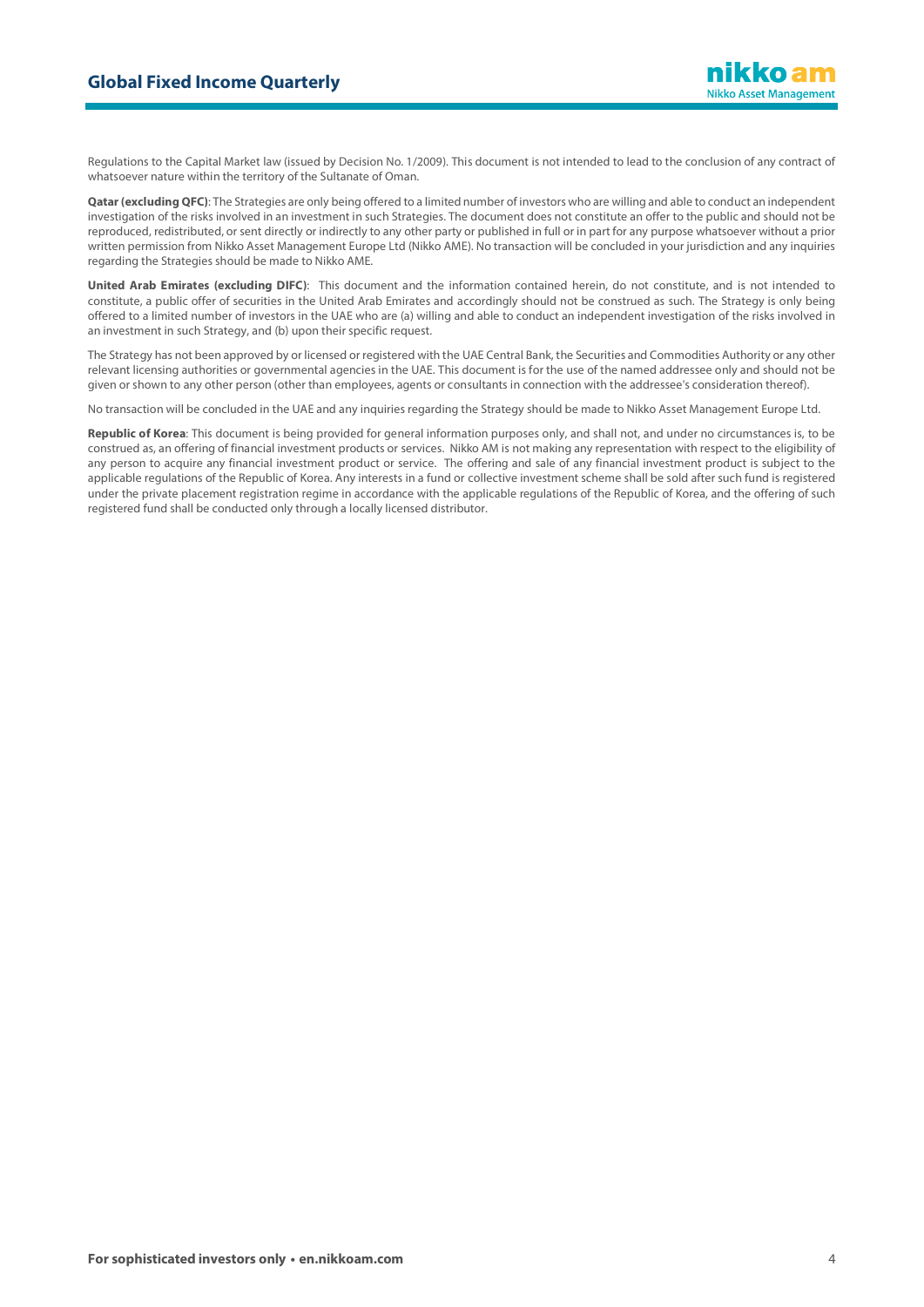Regulations to the Capital Market law (issued by Decision No. 1/2009). This document is not intended to lead to the conclusion of any contract of whatsoever nature within the territory of the Sultanate of Oman.

**Qatar (excluding QFC)**: The Strategies are only being offered to a limited number of investors who are willing and able to conduct an independent investigation of the risks involved in an investment in such Strategies. The document does not constitute an offer to the public and should not be reproduced, redistributed, or sent directly or indirectly to any other party or published in full or in part for any purpose whatsoever without a prior written permission from Nikko Asset Management Europe Ltd (Nikko AME). No transaction will be concluded in your jurisdiction and any inquiries regarding the Strategies should be made to Nikko AME.

**United Arab Emirates (excluding DIFC)**: This document and the information contained herein, do not constitute, and is not intended to constitute, a public offer of securities in the United Arab Emirates and accordingly should not be construed as such. The Strategy is only being offered to a limited number of investors in the UAE who are (a) willing and able to conduct an independent investigation of the risks involved in an investment in such Strategy, and (b) upon their specific request.

The Strategy has not been approved by or licensed or registered with the UAE Central Bank, the Securities and Commodities Authority or any other relevant licensing authorities or governmental agencies in the UAE. This document is for the use of the named addressee only and should not be given or shown to any other person (other than employees, agents or consultants in connection with the addressee's consideration thereof).

No transaction will be concluded in the UAE and any inquiries regarding the Strategy should be made to Nikko Asset Management Europe Ltd.

**Republic of Korea**: This document is being provided for general information purposes only, and shall not, and under no circumstances is, to be construed as, an offering of financial investment products or services. Nikko AM is not making any representation with respect to the eligibility of any person to acquire any financial investment product or service. The offering and sale of any financial investment product is subject to the applicable regulations of the Republic of Korea. Any interests in a fund or collective investment scheme shall be sold after such fund is registered under the private placement registration regime in accordance with the applicable regulations of the Republic of Korea, and the offering of such registered fund shall be conducted only through a locally licensed distributor.